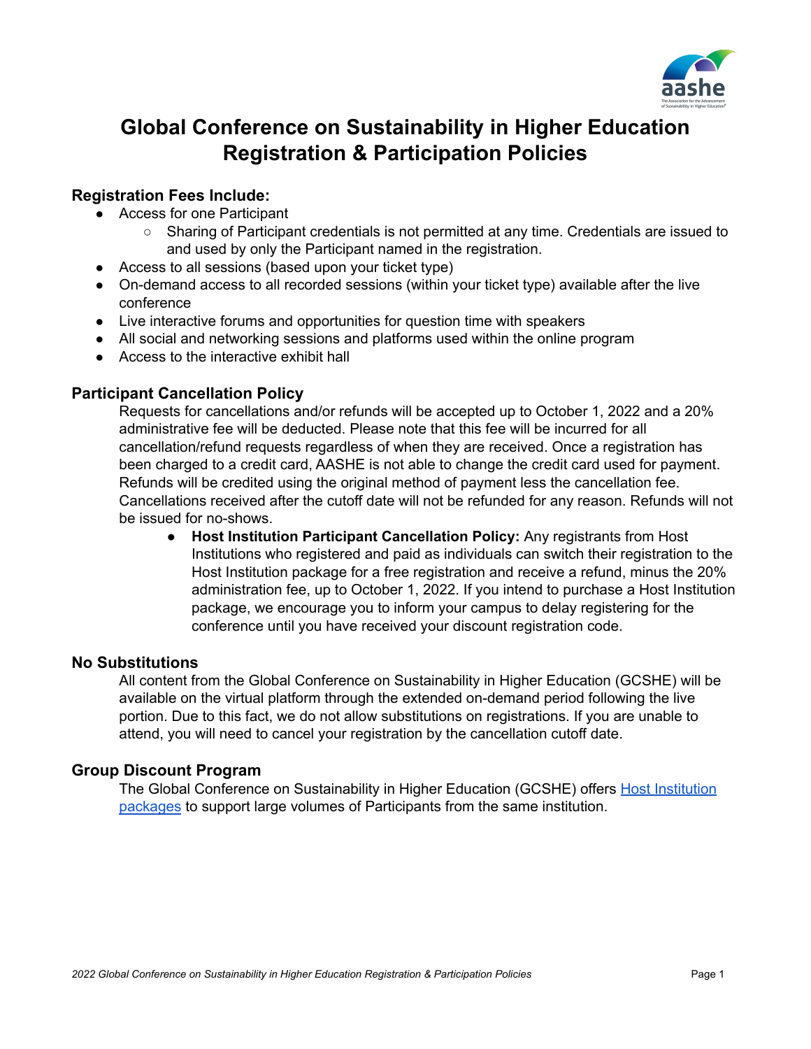# Global Conference on Sustainability in Higher Education Registration & Participation Policies

## Registration Fees Include:

- Access for one Participant
  - Sharing of Participant credentials is not permitted at any time. Credentials are issued to and used by only the Participant named in the registration.
- Access to all sessions (based upon your ticket type)
- On-demand access to all recorded sessions (within your ticket type) available after the live conference
- Live interactive forums and opportunities for question time with speakers
- All social and networking sessions and platforms used within the online program
- Access to the interactive exhibit hall

## Participant Cancellation Policy

Requests for cancellations and/or refunds will be accepted up to October 1, 2022 and a 20% administrative fee will be deducted. Please note that this fee will be incurred for all cancellation/refund requests regardless of when they are received. Once a registration has been charged to a credit card, AASHE is not able to change the credit card used for payment. Refunds will be credited using the original method of payment less the cancellation fee. Cancellations received after the cutoff date will not be refunded for any reason. Refunds will not be issued for no-shows.

- **Host Institution Participant Cancellation Policy:** Any registrants from Host Institutions who registered and paid as individuals can switch their registration to the Host Institution package for a free registration and receive a refund, minus the 20% administration fee, up to October 1, 2022. If you intend to purchase a Host Institution package, we encourage you to inform your campus to delay registering for the conference until you have received your discount registration code.

## No Substitutions

All content from the Global Conference on Sustainability in Higher Education (GCSHE) will be available on the virtual platform through the extended on-demand period following the live portion. Due to this fact, we do not allow substitutions on registrations. If you are unable to attend, you will need to cancel your registration by the cancellation cutoff date.

## Group Discount Program

The Global Conference on Sustainability in Higher Education (GCSHE) offers Host Institution packages to support large volumes of Participants from the same institution.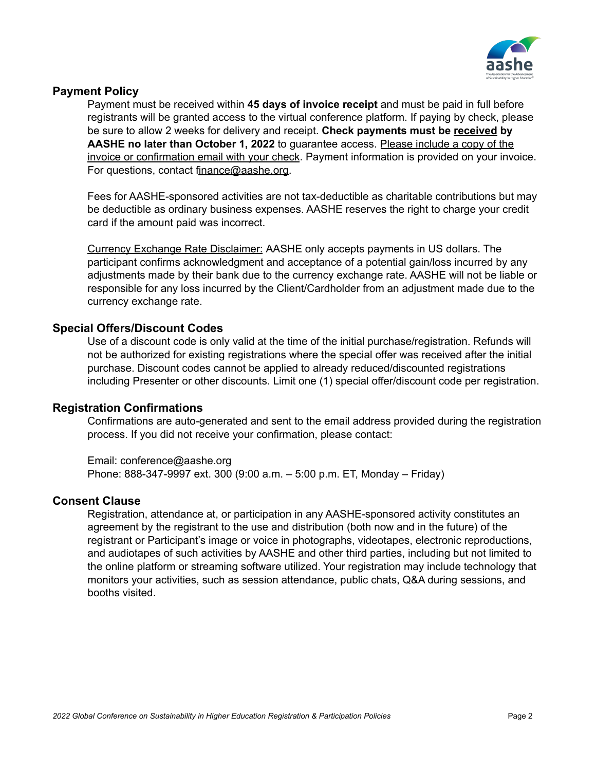## Payment Policy

Payment must be received within **45 days of invoice receipt** and must be paid in full before registrants will be granted access to the virtual conference platform. If paying by check, please be sure to allow 2 weeks for delivery and receipt. **Check payments must be received by AASHE no later than October 1, 2022** to guarantee access. Please include a copy of the invoice or confirmation email with your check. Payment information is provided on your invoice. For questions, contact finance@aashe.org.

Fees for AASHE-sponsored activities are not tax-deductible as charitable contributions but may be deductible as ordinary business expenses. AASHE reserves the right to charge your credit card if the amount paid was incorrect.

Currency Exchange Rate Disclaimer: AASHE only accepts payments in US dollars. The participant confirms acknowledgment and acceptance of a potential gain/loss incurred by any adjustments made by their bank due to the currency exchange rate. AASHE will not be liable or responsible for any loss incurred by the Client/Cardholder from an adjustment made due to the currency exchange rate.

## Special Offers/Discount Codes

Use of a discount code is only valid at the time of the initial purchase/registration. Refunds will not be authorized for existing registrations where the special offer was received after the initial purchase. Discount codes cannot be applied to already reduced/discounted registrations including Presenter or other discounts. Limit one (1) special offer/discount code per registration.

## Registration Confirmations

Confirmations are auto-generated and sent to the email address provided during the registration process. If you did not receive your confirmation, please contact:

Email: conference@aashe.org
Phone: 888-347-9997 ext. 300 (9:00 a.m. – 5:00 p.m. ET, Monday – Friday)

## Consent Clause

Registration, attendance at, or participation in any AASHE-sponsored activity constitutes an agreement by the registrant to the use and distribution (both now and in the future) of the registrant or Participant's image or voice in photographs, videotapes, electronic reproductions, and audiotapes of such activities by AASHE and other third parties, including but not limited to the online platform or streaming software utilized. Your registration may include technology that monitors your activities, such as session attendance, public chats, Q&A during sessions, and booths visited.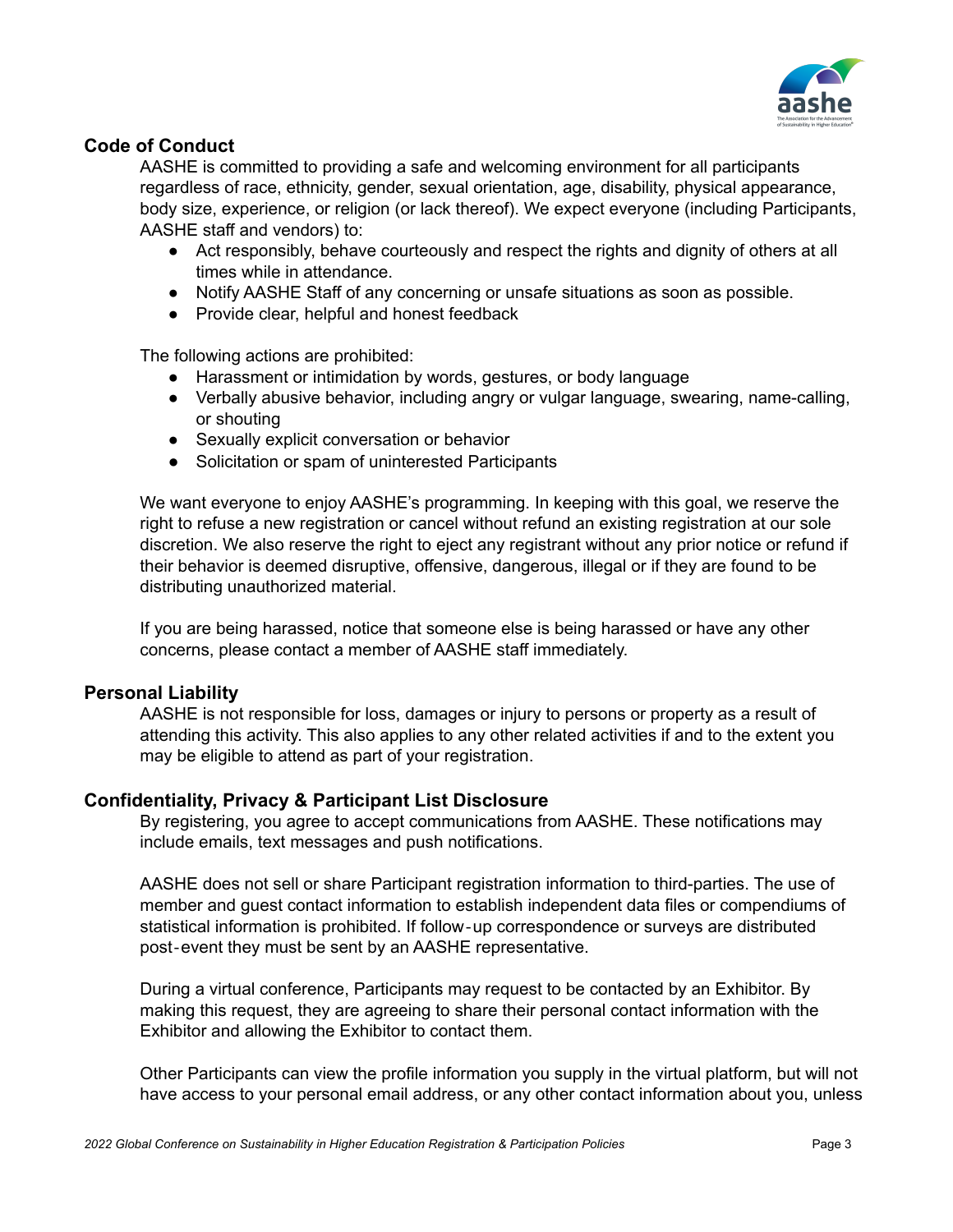## Code of Conduct

AASHE is committed to providing a safe and welcoming environment for all participants regardless of race, ethnicity, gender, sexual orientation, age, disability, physical appearance, body size, experience, or religion (or lack thereof). We expect everyone (including Participants, AASHE staff and vendors) to:

- Act responsibly, behave courteously and respect the rights and dignity of others at all times while in attendance.
- Notify AASHE Staff of any concerning or unsafe situations as soon as possible.
- Provide clear, helpful and honest feedback

The following actions are prohibited:

- Harassment or intimidation by words, gestures, or body language
- Verbally abusive behavior, including angry or vulgar language, swearing, name-calling, or shouting
- Sexually explicit conversation or behavior
- Solicitation or spam of uninterested Participants

We want everyone to enjoy AASHE's programming. In keeping with this goal, we reserve the right to refuse a new registration or cancel without refund an existing registration at our sole discretion. We also reserve the right to eject any registrant without any prior notice or refund if their behavior is deemed disruptive, offensive, dangerous, illegal or if they are found to be distributing unauthorized material.

If you are being harassed, notice that someone else is being harassed or have any other concerns, please contact a member of AASHE staff immediately.

## Personal Liability

AASHE is not responsible for loss, damages or injury to persons or property as a result of attending this activity. This also applies to any other related activities if and to the extent you may be eligible to attend as part of your registration.

## Confidentiality, Privacy & Participant List Disclosure

By registering, you agree to accept communications from AASHE. These notifications may include emails, text messages and push notifications.

AASHE does not sell or share Participant registration information to third-parties. The use of member and guest contact information to establish independent data files or compendiums of statistical information is prohibited. If follow-up correspondence or surveys are distributed post-event they must be sent by an AASHE representative.

During a virtual conference, Participants may request to be contacted by an Exhibitor. By making this request, they are agreeing to share their personal contact information with the Exhibitor and allowing the Exhibitor to contact them.

Other Participants can view the profile information you supply in the virtual platform, but will not have access to your personal email address, or any other contact information about you, unless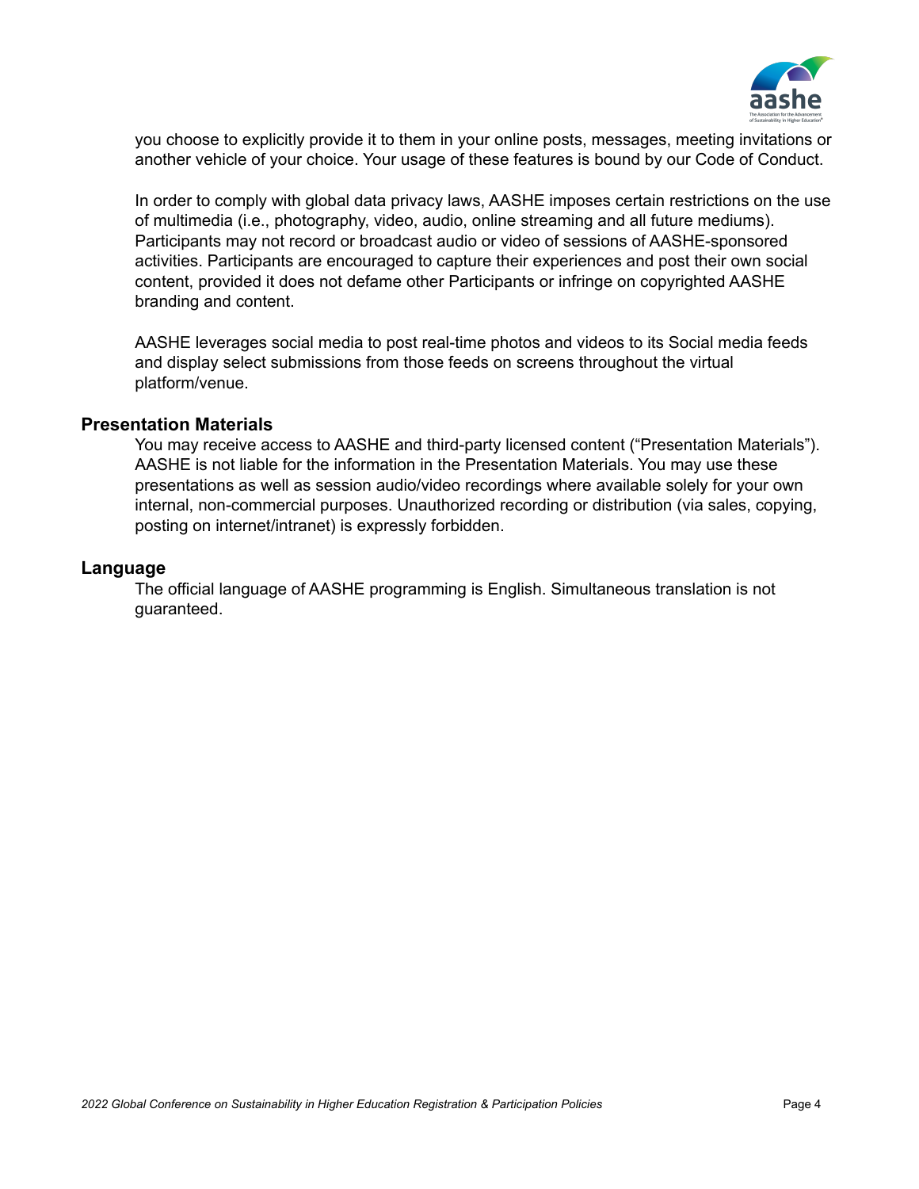you choose to explicitly provide it to them in your online posts, messages, meeting invitations or another vehicle of your choice. Your usage of these features is bound by our Code of Conduct.

In order to comply with global data privacy laws, AASHE imposes certain restrictions on the use of multimedia (i.e., photography, video, audio, online streaming and all future mediums). Participants may not record or broadcast audio or video of sessions of AASHE-sponsored activities. Participants are encouraged to capture their experiences and post their own social content, provided it does not defame other Participants or infringe on copyrighted AASHE branding and content.

AASHE leverages social media to post real-time photos and videos to its Social media feeds and display select submissions from those feeds on screens throughout the virtual platform/venue.

### Presentation Materials

You may receive access to AASHE and third-party licensed content ("Presentation Materials"). AASHE is not liable for the information in the Presentation Materials. You may use these presentations as well as session audio/video recordings where available solely for your own internal, non-commercial purposes. Unauthorized recording or distribution (via sales, copying, posting on internet/intranet) is expressly forbidden.

### Language

The official language of AASHE programming is English. Simultaneous translation is not guaranteed.